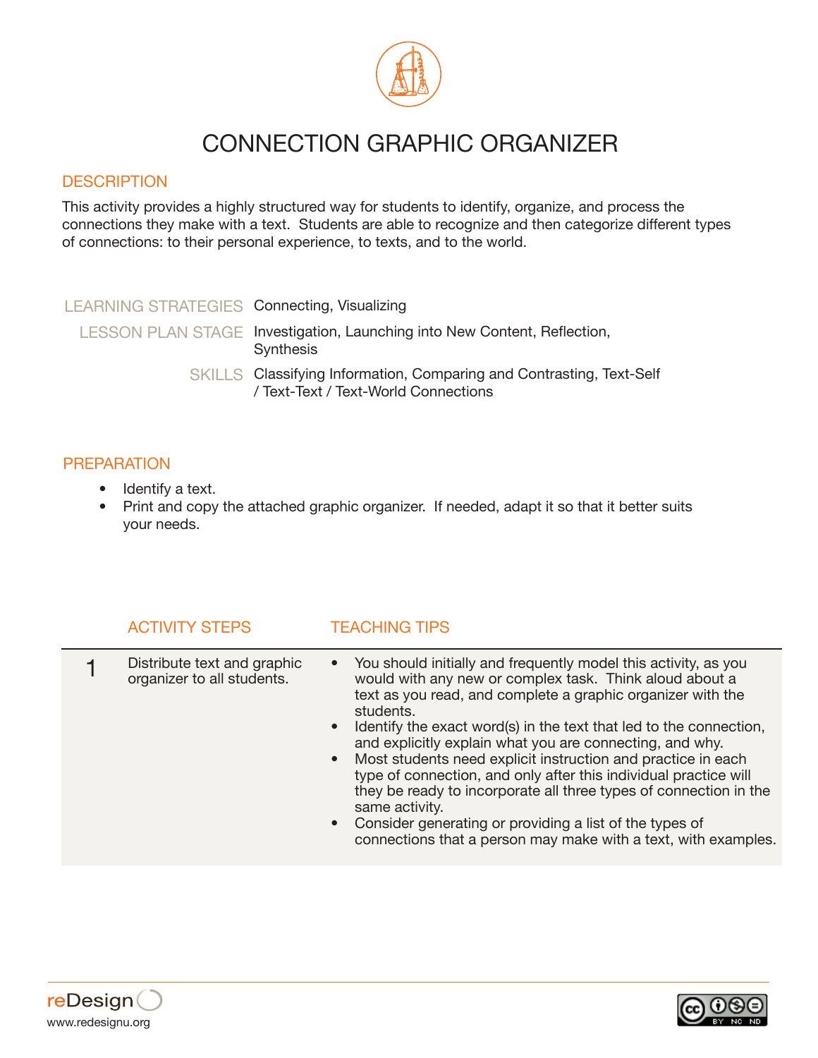# CONNECTION GRAPHIC ORGANIZER

## DESCRIPTION

This activity provides a highly structured way for students to identify, organize, and process the connections they make with a text. Students are able to recognize and then categorize different types of connections: to their personal experience, to texts, and to the world.

| | |
|---|---|
| LEARNING STRATEGIES | Connecting, Visualizing |
| LESSON PLAN STAGE | Investigation, Launching into New Content, Reflection, Synthesis |
| SKILLS | Classifying Information, Comparing and Contrasting, Text-Self / Text-Text / Text-World Connections |

## PREPARATION

- Identify a text.
- Print and copy the attached graphic organizer. If needed, adapt it so that it better suits your needs.

| | ACTIVITY STEPS | TEACHING TIPS |
|---|---|---|
| 1 | Distribute text and graphic organizer to all students. | • You should initially and frequently model this activity, as you would with any new or complex task. Think aloud about a text as you read, and complete a graphic organizer with the students.<br>• Identify the exact word(s) in the text that led to the connection, and explicitly explain what you are connecting, and why.<br>• Most students need explicit instruction and practice in each type of connection, and only after this individual practice will they be ready to incorporate all three types of connection in the same activity.<br>• Consider generating or providing a list of the types of connections that a person may make with a text, with examples. |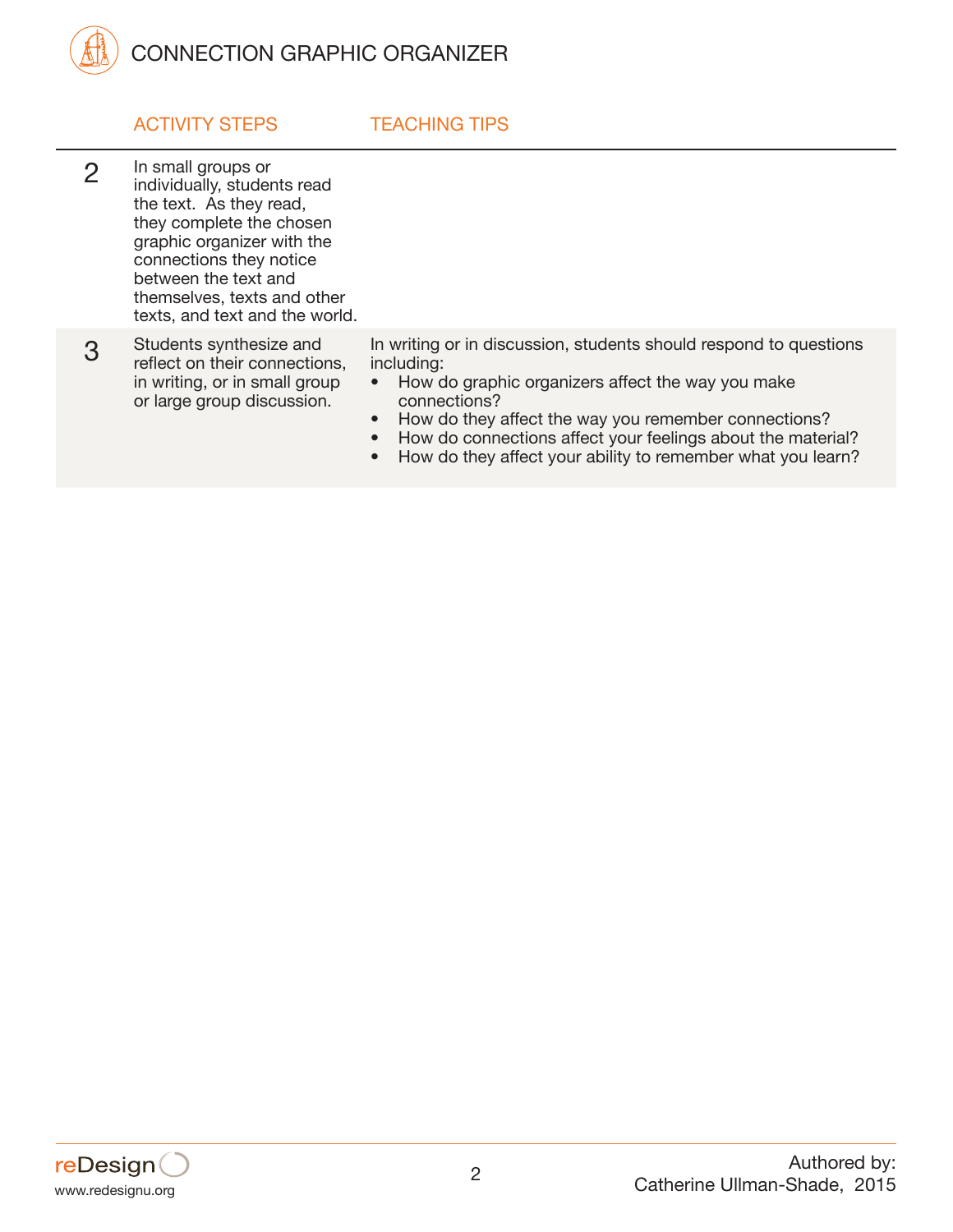# CONNECTION GRAPHIC ORGANIZER

| | ACTIVITY STEPS | TEACHING TIPS |
|---|---|---|
| 2 | In small groups or individually, students read the text. As they read, they complete the chosen graphic organizer with the connections they notice between the text and themselves, texts and other texts, and text and the world. | |
| 3 | Students synthesize and reflect on their connections, in writing, or in small group or large group discussion. | In writing or in discussion, students should respond to questions including:<br>• How do graphic organizers affect the way you make connections?<br>• How do they affect the way you remember connections?<br>• How do connections affect your feelings about the material?<br>• How do they affect your ability to remember what you learn? |

reDesign
www.redesignu.org

Authored by:
Catherine Ullman-Shade, 2015